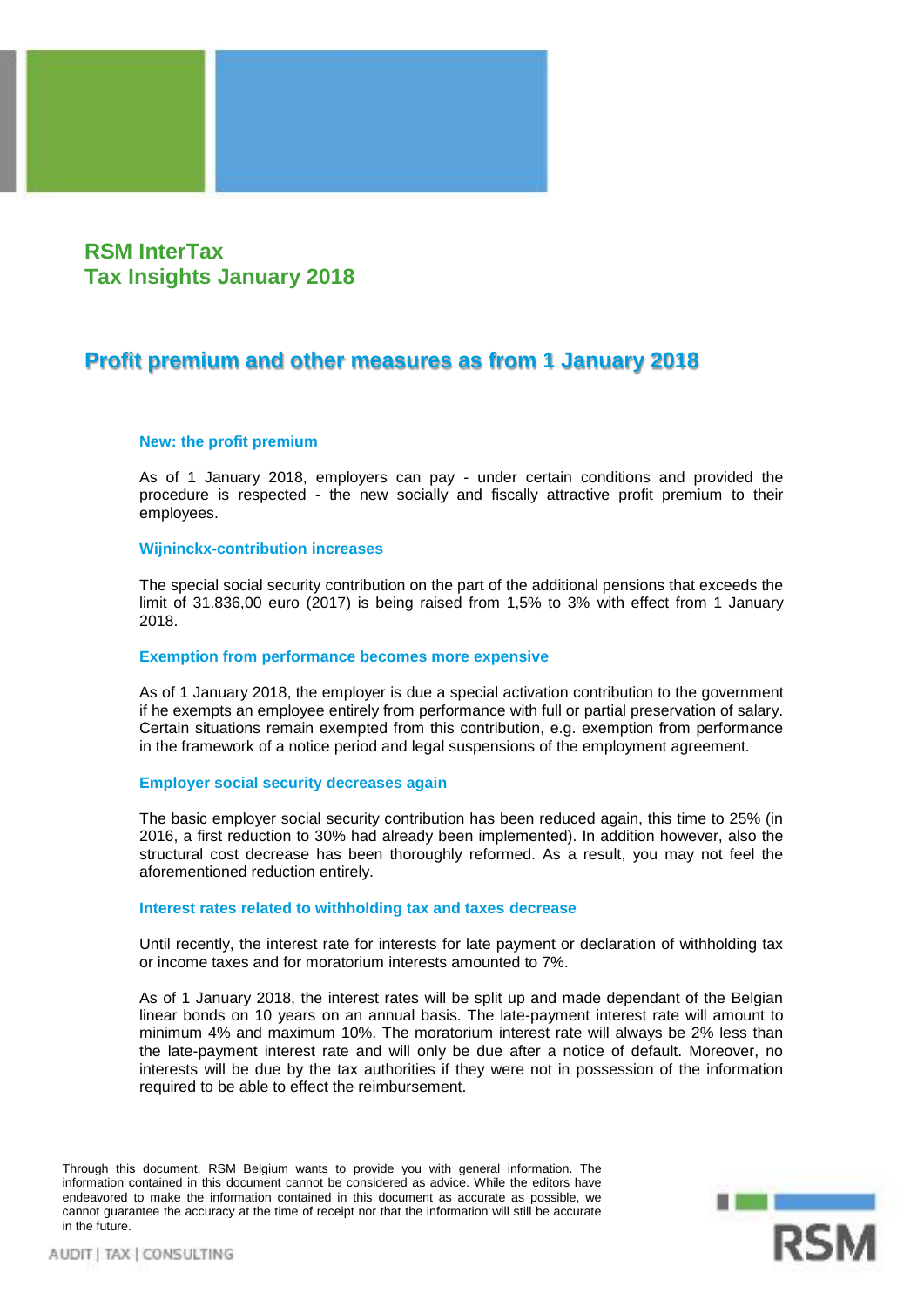## RSM InterTax
## Tax Insights January 2018

# Profit premium and other measures as from 1 January 2018

### New: the profit premium

As of 1 January 2018, employers can pay - under certain conditions and provided the procedure is respected - the new socially and fiscally attractive profit premium to their employees.

### Wijninckx-contribution increases

The special social security contribution on the part of the additional pensions that exceeds the limit of 31.836,00 euro (2017) is being raised from 1,5% to 3% with effect from 1 January 2018.

### Exemption from performance becomes more expensive

As of 1 January 2018, the employer is due a special activation contribution to the government if he exempts an employee entirely from performance with full or partial preservation of salary. Certain situations remain exempted from this contribution, e.g. exemption from performance in the framework of a notice period and legal suspensions of the employment agreement.

### Employer social security decreases again

The basic employer social security contribution has been reduced again, this time to 25% (in 2016, a first reduction to 30% had already been implemented). In addition however, also the structural cost decrease has been thoroughly reformed. As a result, you may not feel the aforementioned reduction entirely.

### Interest rates related to withholding tax and taxes decrease

Until recently, the interest rate for interests for late payment or declaration of withholding tax or income taxes and for moratorium interests amounted to 7%.

As of 1 January 2018, the interest rates will be split up and made dependant of the Belgian linear bonds on 10 years on an annual basis. The late-payment interest rate will amount to minimum 4% and maximum 10%. The moratorium interest rate will always be 2% less than the late-payment interest rate and will only be due after a notice of default. Moreover, no interests will be due by the tax authorities if they were not in possession of the information required to be able to effect the reimbursement.

Through this document, RSM Belgium wants to provide you with general information. The information contained in this document cannot be considered as advice. While the editors have endeavored to make the information contained in this document as accurate as possible, we cannot guarantee the accuracy at the time of receipt nor that the information will still be accurate in the future.

AUDIT | TAX | CONSULTING

RSM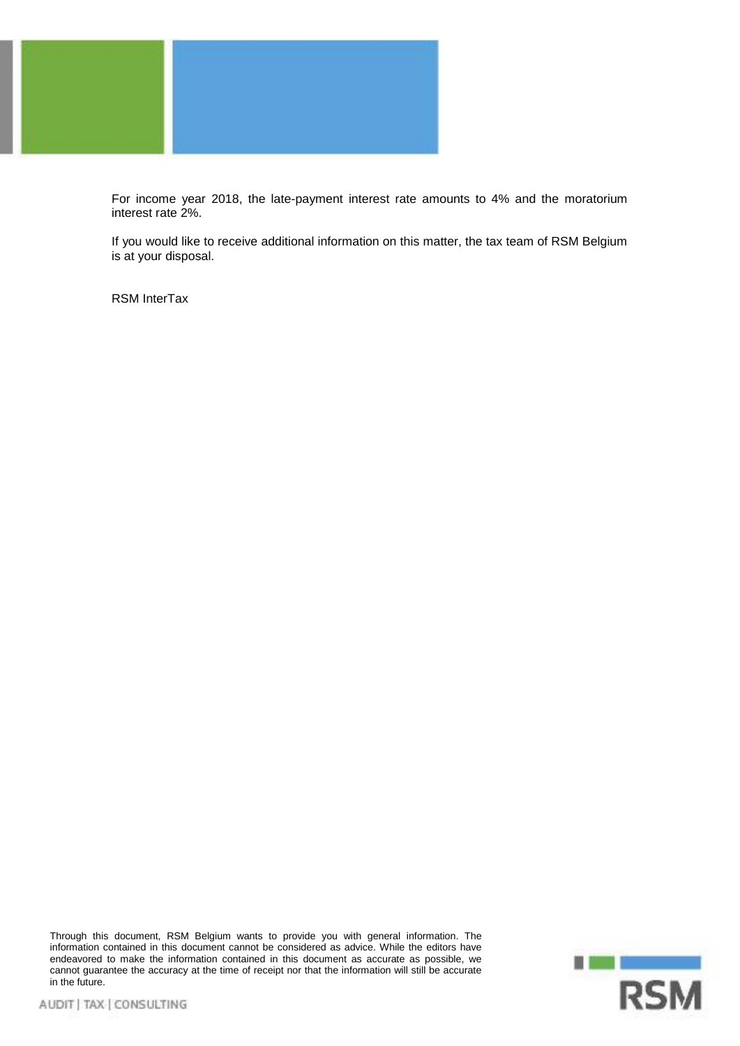For income year 2018, the late-payment interest rate amounts to 4% and the moratorium interest rate 2%.

If you would like to receive additional information on this matter, the tax team of RSM Belgium is at your disposal.

RSM InterTax

Through this document, RSM Belgium wants to provide you with general information. The information contained in this document cannot be considered as advice. While the editors have endeavored to make the information contained in this document as accurate as possible, we cannot guarantee the accuracy at the time of receipt nor that the information will still be accurate in the future.